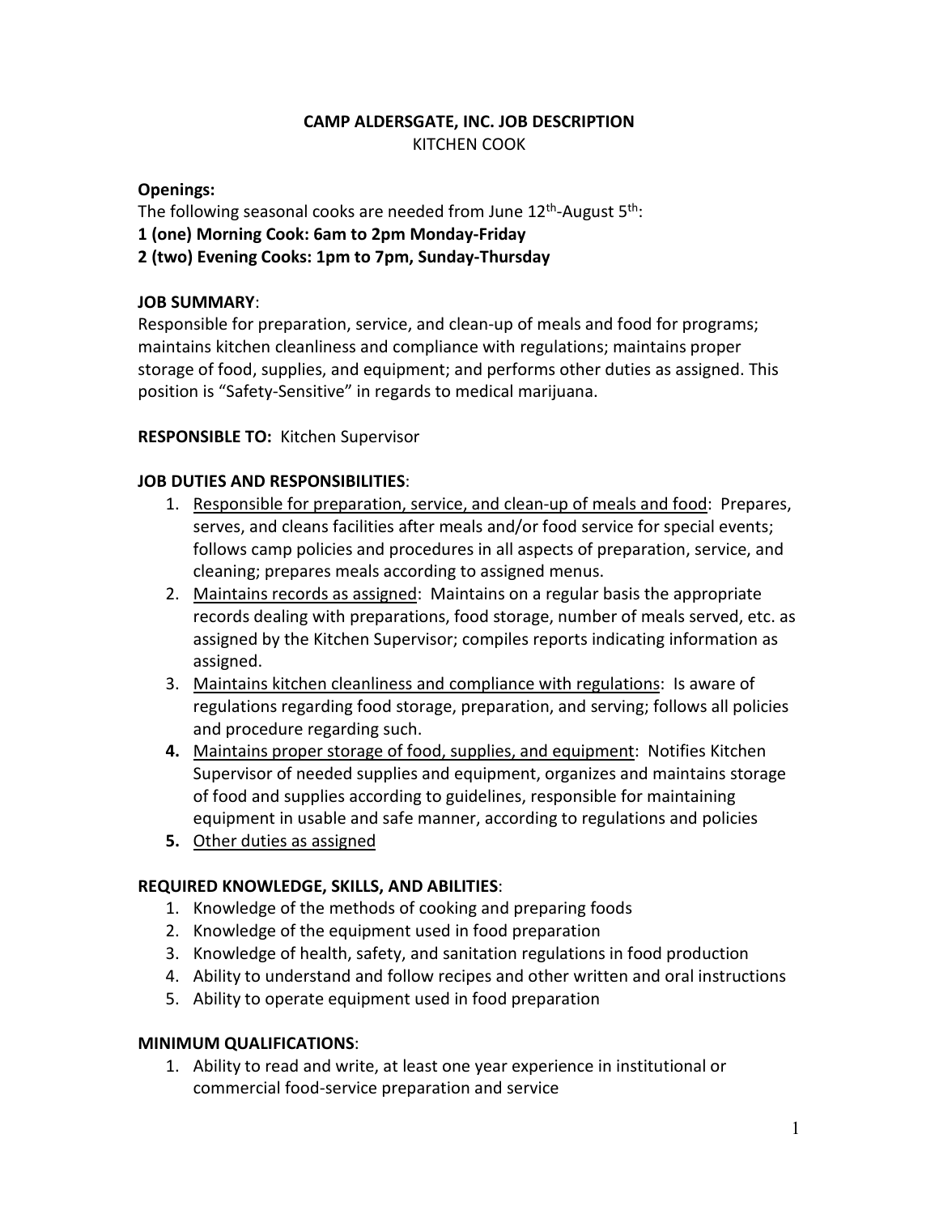# CAMP ALDERSGATE, INC. JOB DESCRIPTION

KITCHEN COOK

**Openings:**

The following seasonal cooks are needed from June 12th-August 5th:

**1 (one) Morning Cook: 6am to 2pm Monday-Friday**

**2 (two) Evening Cooks: 1pm to 7pm, Sunday-Thursday**

**JOB SUMMARY**:

Responsible for preparation, service, and clean-up of meals and food for programs; maintains kitchen cleanliness and compliance with regulations; maintains proper storage of food, supplies, and equipment; and performs other duties as assigned. This position is "Safety-Sensitive" in regards to medical marijuana.

**RESPONSIBLE TO:** Kitchen Supervisor

**JOB DUTIES AND RESPONSIBILITIES**:

1. <u>Responsible for preparation, service, and clean-up of meals and food</u>: Prepares, serves, and cleans facilities after meals and/or food service for special events; follows camp policies and procedures in all aspects of preparation, service, and cleaning; prepares meals according to assigned menus.
2. <u>Maintains records as assigned</u>: Maintains on a regular basis the appropriate records dealing with preparations, food storage, number of meals served, etc. as assigned by the Kitchen Supervisor; compiles reports indicating information as assigned.
3. <u>Maintains kitchen cleanliness and compliance with regulations</u>: Is aware of regulations regarding food storage, preparation, and serving; follows all policies and procedure regarding such.
4. <u>Maintains proper storage of food, supplies, and equipment</u>: Notifies Kitchen Supervisor of needed supplies and equipment, organizes and maintains storage of food and supplies according to guidelines, responsible for maintaining equipment in usable and safe manner, according to regulations and policies
5. <u>Other duties as assigned</u>

**REQUIRED KNOWLEDGE, SKILLS, AND ABILITIES**:

1. Knowledge of the methods of cooking and preparing foods
2. Knowledge of the equipment used in food preparation
3. Knowledge of health, safety, and sanitation regulations in food production
4. Ability to understand and follow recipes and other written and oral instructions
5. Ability to operate equipment used in food preparation

**MINIMUM QUALIFICATIONS**:

1. Ability to read and write, at least one year experience in institutional or commercial food-service preparation and service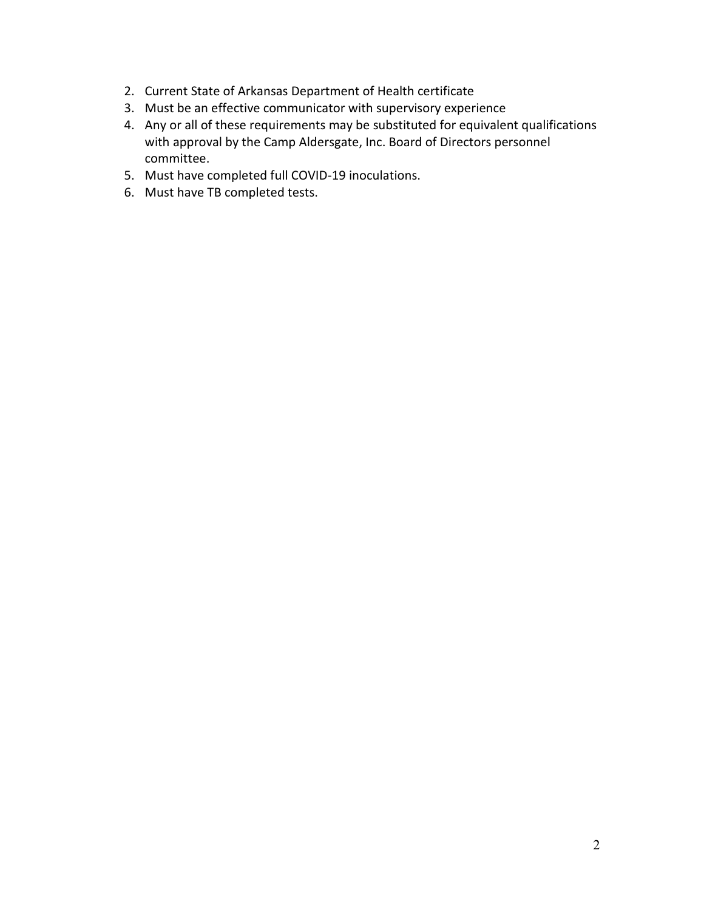2. Current State of Arkansas Department of Health certificate
3. Must be an effective communicator with supervisory experience
4. Any or all of these requirements may be substituted for equivalent qualifications with approval by the Camp Aldersgate, Inc. Board of Directors personnel committee.
5. Must have completed full COVID-19 inoculations.
6. Must have TB completed tests.